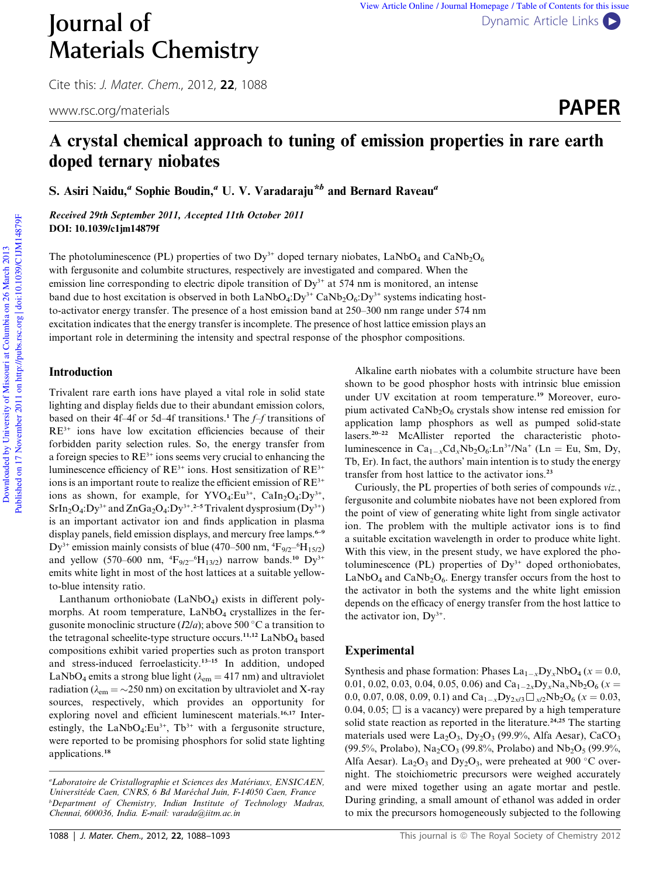# Journal of Materials Chemistry

Cite this: *J. Mater. Chem.*, 2012, **22**, 1088

www.rsc.org/materials

**PAPER**

# A crystal chemical approach to tuning of emission properties in rare earth doped ternary niobates

S. Asiri Naidu,[a] Sophie Boudin,[a] U. V. Varadaraju*[b] and Bernard Raveau[a]

*Received 29th September 2011, Accepted 11th October 2011*

**DOI: 10.1039/c1jm14879f**

The photoluminescence (PL) properties of two $Dy^{3+}$ doped ternary niobates, $LaNbO_4$ and $CaNb_2O_6$ with fergusonite and columbite structures, respectively are investigated and compared. When the emission line corresponding to electric dipole transition of $Dy^{3+}$ at 574 nm is monitored, an intense band due to host excitation is observed in both $LaNbO_4:Dy^{3+}$ $CaNb_2O_6:Dy^{3+}$ systems indicating host-to-activator energy transfer. The presence of a host emission band at 250–300 nm range under 574 nm excitation indicates that the energy transfer is incomplete. The presence of host lattice emission plays an important role in determining the intensity and spectral response of the phosphor compositions.

## Introduction

Trivalent rare earth ions have played a vital role in solid state lighting and display fields due to their abundant emission colors, based on their 4f–4f or 5d–4f transitions.[1] The *f–f* transitions of $RE^{3+}$ ions have low excitation efficiencies because of their forbidden parity selection rules. So, the energy transfer from a foreign species to $RE^{3+}$ ions seems very crucial to enhancing the luminescence efficiency of $RE^{3+}$ ions. Host sensitization of $RE^{3+}$ ions is an important route to realize the efficient emission of $RE^{3+}$ ions as shown, for example, for $YVO_4:Eu^{3+}$, $CaIn_2O_4:Dy^{3+}$, $SrIn_2O_4:Dy^{3+}$ and $ZnGa_2O_4:Dy^{3+}$.[2–5] Trivalent dysprosium ($Dy^{3+}$) is an important activator ion and finds application in plasma display panels, field emission displays, and mercury free lamps.[6–9] $Dy^{3+}$ emission mainly consists of blue (470–500 nm, $^4F_{9/2}$–$^6H_{15/2}$) and yellow (570–600 nm, $^4F_{9/2}$–$^6H_{13/2}$) narrow bands.[10] $Dy^{3+}$ emits white light in most of the host lattices at a suitable yellow-to-blue intensity ratio.

Lanthanum orthoniobate ($LaNbO_4$) exists in different polymorphs. At room temperature, $LaNbO_4$ crystallizes in the fergusonite monoclinic structure ($I2/a$); above 500 °C a transition to the tetragonal scheelite-type structure occurs.[11,12] $LaNbO_4$ based compositions exhibit varied properties such as proton transport and stress-induced ferroelasticity.[13–15] In addition, undoped $LaNbO_4$ emits a strong blue light ($\lambda_{em}$ = 417 nm) and ultraviolet radiation ($\lambda_{em}$ = ~250 nm) on excitation by ultraviolet and X-ray sources, respectively, which provides an opportunity for exploring novel and efficient luminescent materials.[16,17] Interestingly, the $LaNbO_4:Eu^{3+}$, $Tb^{3+}$ with a fergusonite structure, were reported to be promising phosphors for solid state lighting applications.[18]

Alkaline earth niobates with a columbite structure have been shown to be good phosphor hosts with intrinsic blue emission under UV excitation at room temperature.[19] Moreover, europium activated $CaNb_2O_6$ crystals show intense red emission for application lamp phosphors as well as pumped solid-state lasers.[20–22] McAllister reported the characteristic photoluminescence in $Ca_{1-x}Cd_xNb_2O_6:Ln^{3+}/Na^+$ (Ln = Eu, Sm, Dy, Tb, Er). In fact, the authors' main intention is to study the energy transfer from host lattice to the activator ions.[23]

Curiously, the PL properties of both series of compounds *viz.*, fergusonite and columbite niobates have not been explored from the point of view of generating white light from single activator ion. The problem with the multiple activator ions is to find a suitable excitation wavelength in order to produce white light. With this view, in the present study, we have explored the photoluminescence (PL) properties of $Dy^{3+}$ doped orthoniobates, $LaNbO_4$ and $CaNb_2O_6$. Energy transfer occurs from the host to the activator in both the systems and the white light emission depends on the efficacy of energy transfer from the host lattice to the activator ion, $Dy^{3+}$.

## Experimental

Synthesis and phase formation: Phases $La_{1-x}Dy_xNbO_4$ (x = 0.0, 0.01, 0.02, 0.03, 0.04, 0.05, 0.06) and $Ca_{1-2x}Dy_xNa_xNb_2O_6$ (x = 0.0, 0.07, 0.08, 0.09, 0.1) and $Ca_{1-x}Dy_{2x/3}\square_{x/2}Nb_2O_6$ (x = 0.03, 0.04, 0.05; □ is a vacancy) were prepared by a high temperature solid state reaction as reported in the literature.[24,25] The starting materials used were $La_2O_3$, $Dy_2O_3$ (99.9%, Alfa Aesar), $CaCO_3$ (99.5%, Prolabo), $Na_2CO_3$ (99.8%, Prolabo) and $Nb_2O_5$ (99.9%, Alfa Aesar). $La_2O_3$ and $Dy_2O_3$, were preheated at 900 °C overnight. The stoichiometric precursors were weighed accurately and were mixed together using an agate mortar and pestle. During grinding, a small amount of ethanol was added in order to mix the precursors homogeneously subjected to the following

[a] Laboratoire de Cristallographie et Sciences des Matériaux, ENSICAEN, Université de Caen, CNRS, 6 Bd Maréchal Juin, F-14050 Caen, France
[b] Department of Chemistry, Indian Institute of Technology Madras, Chennai, 600036, India. E-mail: varada@iitm.ac.in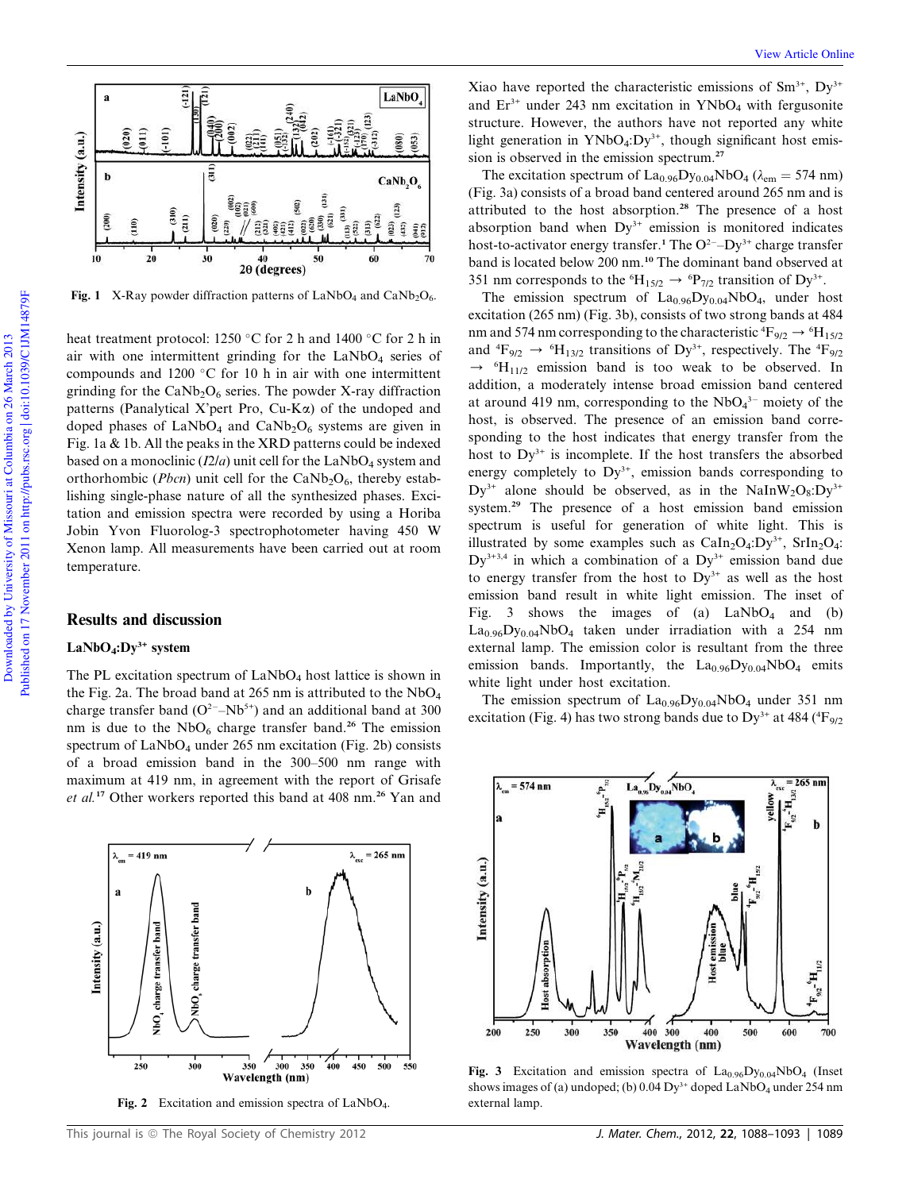Fig. 1 X-Ray powder diffraction patterns of $LaNbO_4$ and $CaNb_2O_6$.

heat treatment protocol: 1250 °C for 2 h and 1400 °C for 2 h in air with one intermittent grinding for the $LaNbO_4$ series of compounds and 1200 °C for 10 h in air with one intermittent grinding for the $CaNb_2O_6$ series. The powder X-ray diffraction patterns (Panalytical X'pert Pro, Cu-K$\alpha$) of the undoped and doped phases of $LaNbO_4$ and $CaNb_2O_6$ systems are given in Fig. 1a & 1b. All the peaks in the XRD patterns could be indexed based on a monoclinic ($I2/a$) unit cell for the $LaNbO_4$ system and orthorhombic ($Pbcn$) unit cell for the $CaNb_2O_6$, thereby establishing single-phase nature of all the synthesized phases. Excitation and emission spectra were recorded by using a Horiba Jobin Yvon Fluorolog-3 spectrophotometer having 450 W Xenon lamp. All measurements have been carried out at room temperature.

## Results and discussion

### $LaNbO_4$:$Dy^{3+}$ system

The PL excitation spectrum of $LaNbO_4$ host lattice is shown in the Fig. 2a. The broad band at 265 nm is attributed to the $NbO_4$ charge transfer band ($O^{2-}$–$Nb^{5+}$) and an additional band at 300 nm is due to the $NbO_6$ charge transfer band.[26] The emission spectrum of $LaNbO_4$ under 265 nm excitation (Fig. 2b) consists of a broad emission band in the 300–500 nm range with maximum at 419 nm, in agreement with the report of Grisafe *et al.*[17] Other workers reported this band at 408 nm.[26] Yan and Xiao have reported the characteristic emissions of $Sm^{3+}$, $Dy^{3+}$ and $Er^{3+}$ under 243 nm excitation in $YNbO_4$ with fergusonite structure. However, the authors have not reported any white light generation in $YNbO_4$:$Dy^{3+}$, though significant host emission is observed in the emission spectrum.[27]

The excitation spectrum of $La_{0.96}Dy_{0.04}NbO_4$ ($\lambda_{em}$ = 574 nm) (Fig. 3a) consists of a broad band centered around 265 nm and is attributed to the host absorption.[28] The presence of a host absorption band when $Dy^{3+}$ emission is monitored indicates host-to-activator energy transfer.[1] The $O^{2-}$–$Dy^{3+}$ charge transfer band is located below 200 nm.[10] The dominant band observed at 351 nm corresponds to the $^6H_{15/2} \rightarrow {}^6P_{7/2}$ transition of $Dy^{3+}$.

The emission spectrum of $La_{0.96}Dy_{0.04}NbO_4$, under host excitation (265 nm) (Fig. 3b), consists of two strong bands at 484 nm and 574 nm corresponding to the characteristic $^4F_{9/2} \rightarrow {}^6H_{15/2}$ and $^4F_{9/2} \rightarrow {}^6H_{13/2}$ transitions of $Dy^{3+}$, respectively. The $^4F_{9/2} \rightarrow {}^6H_{11/2}$ emission band is too weak to be observed. In addition, a moderately intense broad emission band centered at around 419 nm, corresponding to the $NbO_4^{3-}$ moiety of the host, is observed. The presence of an emission band corresponding to the host indicates that energy transfer from the host to $Dy^{3+}$ is incomplete. If the host transfers the absorbed energy completely to $Dy^{3+}$, emission bands corresponding to $Dy^{3+}$ alone should be observed, as in the $NaInW_2O_8$:$Dy^{3+}$ system.[29] The presence of a host emission band emission spectrum is useful for generation of white light. This is illustrated by some examples such as $CaIn_2O_4$:$Dy^{3+}$, $SrIn_2O_4$:$Dy^{3+}$[3,4] in which a combination of a $Dy^{3+}$ emission band due to energy transfer from the host to $Dy^{3+}$ as well as the host emission band result in white light emission. The inset of Fig. 3 shows the images of (a) $LaNbO_4$ and (b) $La_{0.96}Dy_{0.04}NbO_4$ taken under irradiation with a 254 nm external lamp. The emission color is resultant from the three emission bands. Importantly, the $La_{0.96}Dy_{0.04}NbO_4$ emits white light under host excitation.

The emission spectrum of $La_{0.96}Dy_{0.04}NbO_4$ under 351 nm excitation (Fig. 4) has two strong bands due to $Dy^{3+}$ at 484 ($^4F_{9/2}$

Fig. 2 Excitation and emission spectra of $LaNbO_4$.

Fig. 3 Excitation and emission spectra of $La_{0.96}Dy_{0.04}NbO_4$ (Inset shows images of (a) undoped; (b) 0.04 $Dy^{3+}$ doped $LaNbO_4$ under 254 nm external lamp.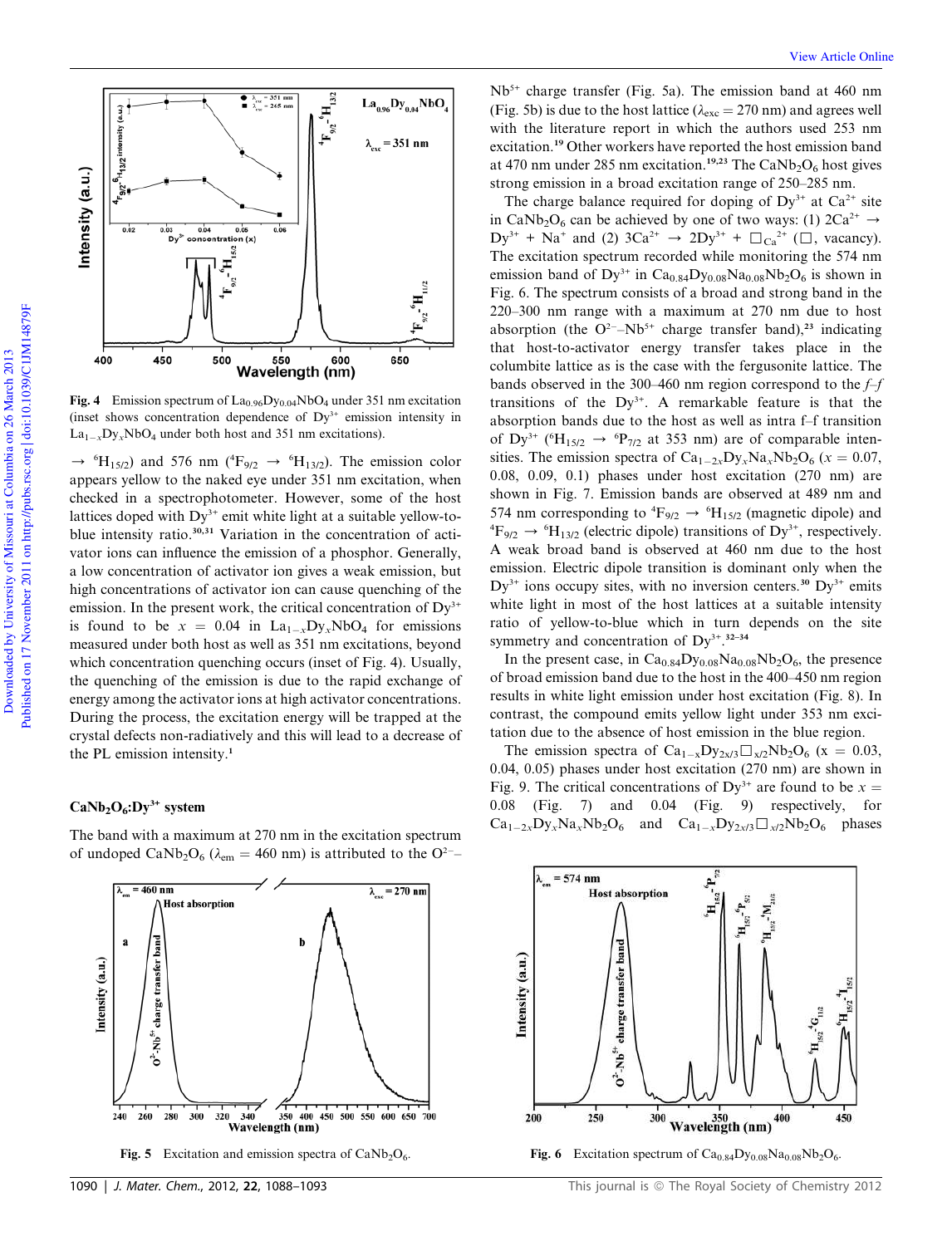Fig. 4 Emission spectrum of $La_{0.96}Dy_{0.04}NbO_4$ under 351 nm excitation (inset shows concentration dependence of $Dy^{3+}$ emission intensity in $La_{1-x}Dy_xNbO_4$ under both host and 351 nm excitations).

$\rightarrow$ $^6H_{15/2}$) and 576 nm ($^4F_{9/2}$ $\rightarrow$ $^6H_{13/2}$). The emission color appears yellow to the naked eye under 351 nm excitation, when checked in a spectrophotometer. However, some of the host lattices doped with $Dy^{3+}$ emit white light at a suitable yellow-to-blue intensity ratio.[30,31] Variation in the concentration of activator ions can influence the emission of a phosphor. Generally, a low concentration of activator ion gives a weak emission, but high concentrations of activator ion can cause quenching of the emission. In the present work, the critical concentration of $Dy^{3+}$ is found to be $x = 0.04$ in $La_{1-x}Dy_xNbO_4$ for emissions measured under both host as well as 351 nm excitations, beyond which concentration quenching occurs (inset of Fig. 4). Usually, the quenching of the emission is due to the rapid exchange of energy among the activator ions at high activator concentrations. During the process, the excitation energy will be trapped at the crystal defects non-radiatively and this will lead to a decrease of the PL emission intensity.[1]

### $CaNb_2O_6$:$Dy^{3+}$ system

The band with a maximum at 270 nm in the excitation spectrum of undoped $CaNb_2O_6$ ($\lambda_{em}$ = 460 nm) is attributed to the $O^{2-}$–$Nb^{5+}$ charge transfer (Fig. 5a). The emission band at 460 nm (Fig. 5b) is due to the host lattice ($\lambda_{exc}$ = 270 nm) and agrees well with the literature report in which the authors used 253 nm excitation.[19] Other workers have reported the host emission band at 470 nm under 285 nm excitation.[19,23] The $CaNb_2O_6$ host gives strong emission in a broad excitation range of 250–285 nm.

The charge balance required for doping of $Dy^{3+}$ at $Ca^{2+}$ site in $CaNb_2O_6$ can be achieved by one of two ways: (1) $2Ca^{2+} \rightarrow Dy^{3+} + Na^+$ and (2) $3Ca^{2+} \rightarrow 2Dy^{3+} + \square_{Ca}^{2+}$ ($\square$, vacancy). The excitation spectrum recorded while monitoring the 574 nm emission band of $Dy^{3+}$ in $Ca_{0.84}Dy_{0.08}Na_{0.08}Nb_2O_6$ is shown in Fig. 6. The spectrum consists of a broad and strong band in the 220–300 nm range with a maximum at 270 nm due to host absorption (the $O^{2-}$–$Nb^{5+}$ charge transfer band),[23] indicating that host-to-activator energy transfer takes place in the columbite lattice as is the case with the fergusonite lattice. The bands observed in the 300–460 nm region correspond to the *f–f* transitions of the $Dy^{3+}$. A remarkable feature is that the absorption bands due to the host as well as intra f–f transition of $Dy^{3+}$ ($^6H_{15/2}$ $\rightarrow$ $^6P_{7/2}$ at 353 nm) are of comparable intensities. The emission spectra of $Ca_{1-2x}Dy_xNa_xNb_2O_6$ ($x$ = 0.07, 0.08, 0.09, 0.1) phases under host excitation (270 nm) are shown in Fig. 7. Emission bands are observed at 489 nm and 574 nm corresponding to $^4F_{9/2}$ $\rightarrow$ $^6H_{15/2}$ (magnetic dipole) and $^4F_{9/2}$ $\rightarrow$ $^6H_{13/2}$ (electric dipole) transitions of $Dy^{3+}$, respectively. A weak broad band is observed at 460 nm due to the host emission. Electric dipole transition is dominant only when the $Dy^{3+}$ ions occupy sites, with no inversion centers.[30] $Dy^{3+}$ emits white light in most of the host lattices at a suitable intensity ratio of yellow-to-blue which in turn depends on the site symmetry and concentration of $Dy^{3+}$.[32–34]

In the present case, in $Ca_{0.84}Dy_{0.08}Na_{0.08}Nb_2O_6$, the presence of broad emission band due to the host in the 400–450 nm region results in white light emission under host excitation (Fig. 8). In contrast, the compound emits yellow light under 353 nm excitation due to the absence of host emission in the blue region.

The emission spectra of $Ca_{1-x}Dy_{2x/3}\square_{x/2}Nb_2O_6$ (x = 0.03, 0.04, 0.05) phases under host excitation (270 nm) are shown in Fig. 9. The critical concentrations of $Dy^{3+}$ are found to be $x$ = 0.08 (Fig. 7) and 0.04 (Fig. 9) respectively, for $Ca_{1-2x}Dy_xNa_xNb_2O_6$ and $Ca_{1-x}Dy_{2x/3}\square_{x/2}Nb_2O_6$ phases

Fig. 5 Excitation and emission spectra of $CaNb_2O_6$.

Fig. 6 Excitation spectrum of $Ca_{0.84}Dy_{0.08}Na_{0.08}Nb_2O_6$.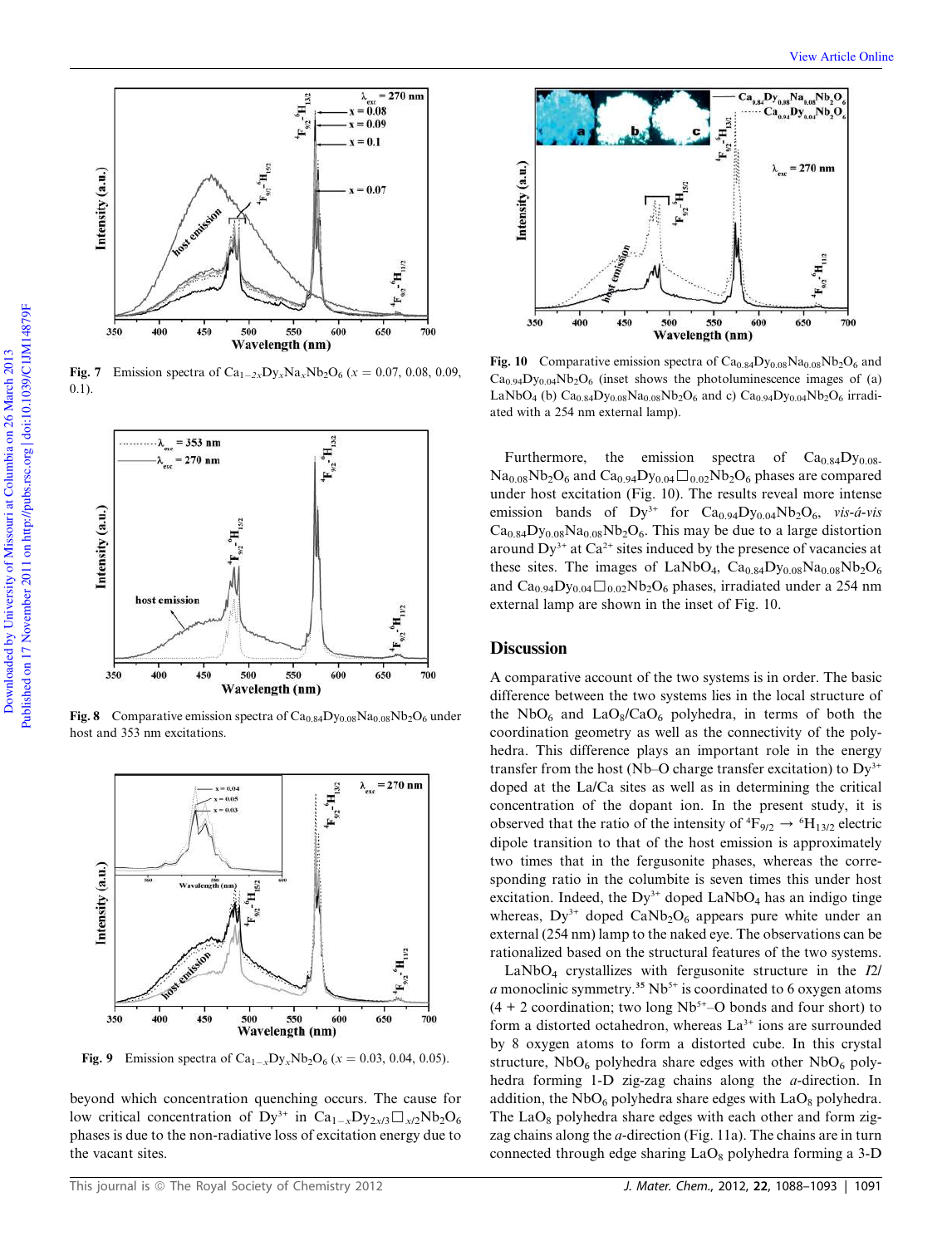Fig. 7 Emission spectra of $Ca_{1-2x}Dy_xNa_xNb_2O_6$ ($x$ = 0.07, 0.08, 0.09, 0.1).

Fig. 8 Comparative emission spectra of $Ca_{0.84}Dy_{0.08}Na_{0.08}Nb_2O_6$ under host and 353 nm excitations.

Fig. 9 Emission spectra of $Ca_{1-x}Dy_xNb_2O_6$ ($x$ = 0.03, 0.04, 0.05).

beyond which concentration quenching occurs. The cause for low critical concentration of $Dy^{3+}$ in $Ca_{1-x}Dy_{2x/3}\square_{x/2}Nb_2O_6$ phases is due to the non-radiative loss of excitation energy due to the vacant sites.

Fig. 10 Comparative emission spectra of $Ca_{0.84}Dy_{0.08}Na_{0.08}Nb_2O_6$ and $Ca_{0.94}Dy_{0.04}Nb_2O_6$ (inset shows the photoluminescence images of (a) $LaNbO_4$ (b) $Ca_{0.84}Dy_{0.08}Na_{0.08}Nb_2O_6$ and c) $Ca_{0.94}Dy_{0.04}Nb_2O_6$ irradiated with a 254 nm external lamp).

Furthermore, the emission spectra of $Ca_{0.84}Dy_{0.08}Na_{0.08}Nb_2O_6$ and $Ca_{0.94}Dy_{0.04}\square_{0.02}Nb_2O_6$ phases are compared under host excitation (Fig. 10). The results reveal more intense emission bands of $Dy^{3+}$ for $Ca_{0.94}Dy_{0.04}Nb_2O_6$, *vis-á-vis* $Ca_{0.84}Dy_{0.08}Na_{0.08}Nb_2O_6$. This may be due to a large distortion around $Dy^{3+}$ at $Ca^{2+}$ sites induced by the presence of vacancies at these sites. The images of $LaNbO_4$, $Ca_{0.84}Dy_{0.08}Na_{0.08}Nb_2O_6$ and $Ca_{0.94}Dy_{0.04}\square_{0.02}Nb_2O_6$ phases, irradiated under a 254 nm external lamp are shown in the inset of Fig. 10.

## Discussion

A comparative account of the two systems is in order. The basic difference between the two systems lies in the local structure of the $NbO_6$ and $LaO_8/CaO_6$ polyhedra, in terms of both the coordination geometry as well as the connectivity of the polyhedra. This difference plays an important role in the energy transfer from the host (Nb–O charge transfer excitation) to $Dy^{3+}$ doped at the La/Ca sites as well as in determining the critical concentration of the dopant ion. In the present study, it is observed that the ratio of the intensity of ${}^4F_{9/2} \rightarrow {}^6H_{13/2}$ electric dipole transition to that of the host emission is approximately two times that in the fergusonite phases, whereas the corresponding ratio in the columbite is seven times this under host excitation. Indeed, the $Dy^{3+}$ doped $LaNbO_4$ has an indigo tinge whereas, $Dy^{3+}$ doped $CaNb_2O_6$ appears pure white under an external (254 nm) lamp to the naked eye. The observations can be rationalized based on the structural features of the two systems.

$LaNbO_4$ crystallizes with fergusonite structure in the *I*2/*a* monoclinic symmetry.[35] $Nb^{5+}$ is coordinated to 6 oxygen atoms (4 + 2 coordination; two long $Nb^{5+}$–O bonds and four short) to form a distorted octahedron, whereas $La^{3+}$ ions are surrounded by 8 oxygen atoms to form a distorted cube. In this crystal structure, $NbO_6$ polyhedra share edges with other $NbO_6$ polyhedra forming 1-D zig-zag chains along the *a*-direction. In addition, the $NbO_6$ polyhedra share edges with $LaO_8$ polyhedra. The $LaO_8$ polyhedra share edges with each other and form zig-zag chains along the *a*-direction (Fig. 11a). The chains are in turn connected through edge sharing $LaO_8$ polyhedra forming a 3-D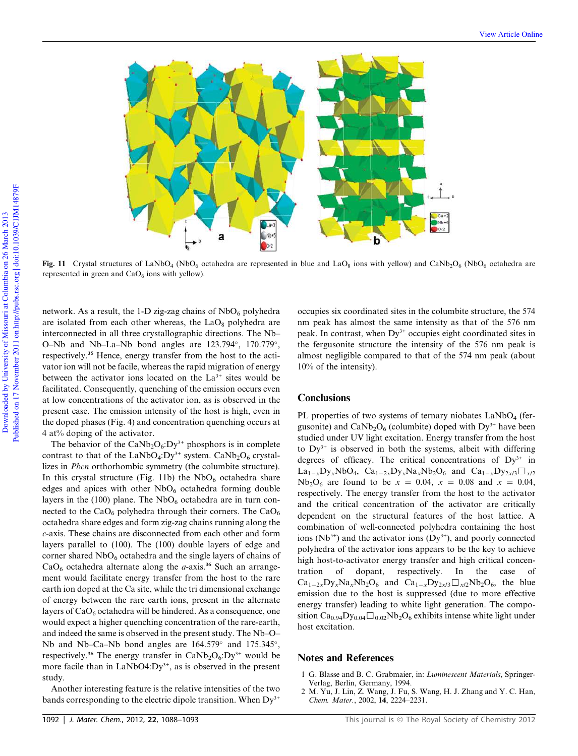Fig. 11 Crystal structures of $LaNbO_4$ ($NbO_6$ octahedra are represented in blue and $LaO_8$ ions with yellow) and $CaNb_2O_6$ ($NbO_6$ octahedra are represented in green and $CaO_6$ ions with yellow).

network. As a result, the 1-D zig-zag chains of $NbO_6$ polyhedra are isolated from each other whereas, the $LaO_8$ polyhedra are interconnected in all three crystallographic directions. The Nb–O–Nb and Nb–La–Nb bond angles are 123.794°, 170.779°, respectively.[35] Hence, energy transfer from the host to the activator ion will not be facile, whereas the rapid migration of energy between the activator ions located on the $La^{3+}$ sites would be facilitated. Consequently, quenching of the emission occurs even at low concentrations of the activator ion, as is observed in the present case. The emission intensity of the host is high, even in the doped phases (Fig. 4) and concentration quenching occurs at 4 at% doping of the activator.

The behavior of the $CaNb_2O_6$:$Dy^{3+}$ phosphors is in complete contrast to that of the $LaNbO_4$:$Dy^{3+}$ system. $CaNb_2O_6$ crystallizes in *Pbcn* orthorhombic symmetry (the columbite structure). In this crystal structure (Fig. 11b) the $NbO_6$ octahedra share edges and apices with other $NbO_6$ octahedra forming double layers in the (100) plane. The $NbO_6$ octahedra are in turn connected to the $CaO_6$ polyhedra through their corners. The $CaO_6$ octahedra share edges and form zig-zag chains running along the *c*-axis. These chains are disconnected from each other and form layers parallel to (100). The (100) double layers of edge and corner shared $NbO_6$ octahedra and the single layers of chains of $CaO_6$ octahedra alternate along the *a*-axis.[36] Such an arrangement would facilitate energy transfer from the host to the rare earth ion doped at the Ca site, while the tri dimensional exchange of energy between the rare earth ions, present in the alternate layers of $CaO_6$ octahedra will be hindered. As a consequence, one would expect a higher quenching concentration of the rare-earth, and indeed the same is observed in the present study. The Nb–O–Nb and Nb–Ca–Nb bond angles are 164.579° and 175.345°, respectively.[36] The energy transfer in $CaNb_2O_6$:$Dy^{3+}$ would be more facile than in LaNbO4:$Dy^{3+}$, as is observed in the present study.

Another interesting feature is the relative intensities of the two bands corresponding to the electric dipole transition. When $Dy^{3+}$ occupies six coordinated sites in the columbite structure, the 574 nm peak has almost the same intensity as that of the 576 nm peak. In contrast, when $Dy^{3+}$ occupies eight coordinated sites in the fergusonite structure the intensity of the 576 nm peak is almost negligible compared to that of the 574 nm peak (about 10% of the intensity).

## Conclusions

PL properties of two systems of ternary niobates $LaNbO_4$ (fergusonite) and $CaNb_2O_6$ (columbite) doped with $Dy^{3+}$ have been studied under UV light excitation. Energy transfer from the host to $Dy^{3+}$ is observed in both the systems, albeit with differing degrees of efficacy. The critical concentrations of $Dy^{3+}$ in $La_{1-x}Dy_xNbO_4$, $Ca_{1-2x}Dy_xNa_xNb_2O_6$ and $Ca_{1-x}Dy_{2x/3}\square_{x/2}Nb_2O_6$ are found to be $x = 0.04$, $x = 0.08$ and $x = 0.04$, respectively. The energy transfer from the host to the activator and the critical concentration of the activator are critically dependent on the structural features of the host lattice. A combination of well-connected polyhedra containing the host ions ($Nb^{5+}$) and the activator ions ($Dy^{3+}$), and poorly connected polyhedra of the activator ions appears to be the key to achieve high host-to-activator energy transfer and high critical concentration of dopant, respectively. In the case of $Ca_{1-2x}Dy_xNa_xNb_2O_6$ and $Ca_{1-x}Dy_{2x/3}\square_{x/2}Nb_2O_6$, the blue emission due to the host is suppressed (due to more effective energy transfer) leading to white light generation. The composition $Ca_{0.94}Dy_{0.04}\square_{0.02}Nb_2O_6$ exhibits intense white light under host excitation.

## Notes and References

1 G. Blasse and B. C. Grabmaier, in: *Luminescent Materials*, Springer-Verlag, Berlin, Germany, 1994.

2 M. Yu, J. Lin, Z. Wang, J. Fu, S. Wang, H. J. Zhang and Y. C. Han, *Chem. Mater.*, 2002, **14**, 2224–2231.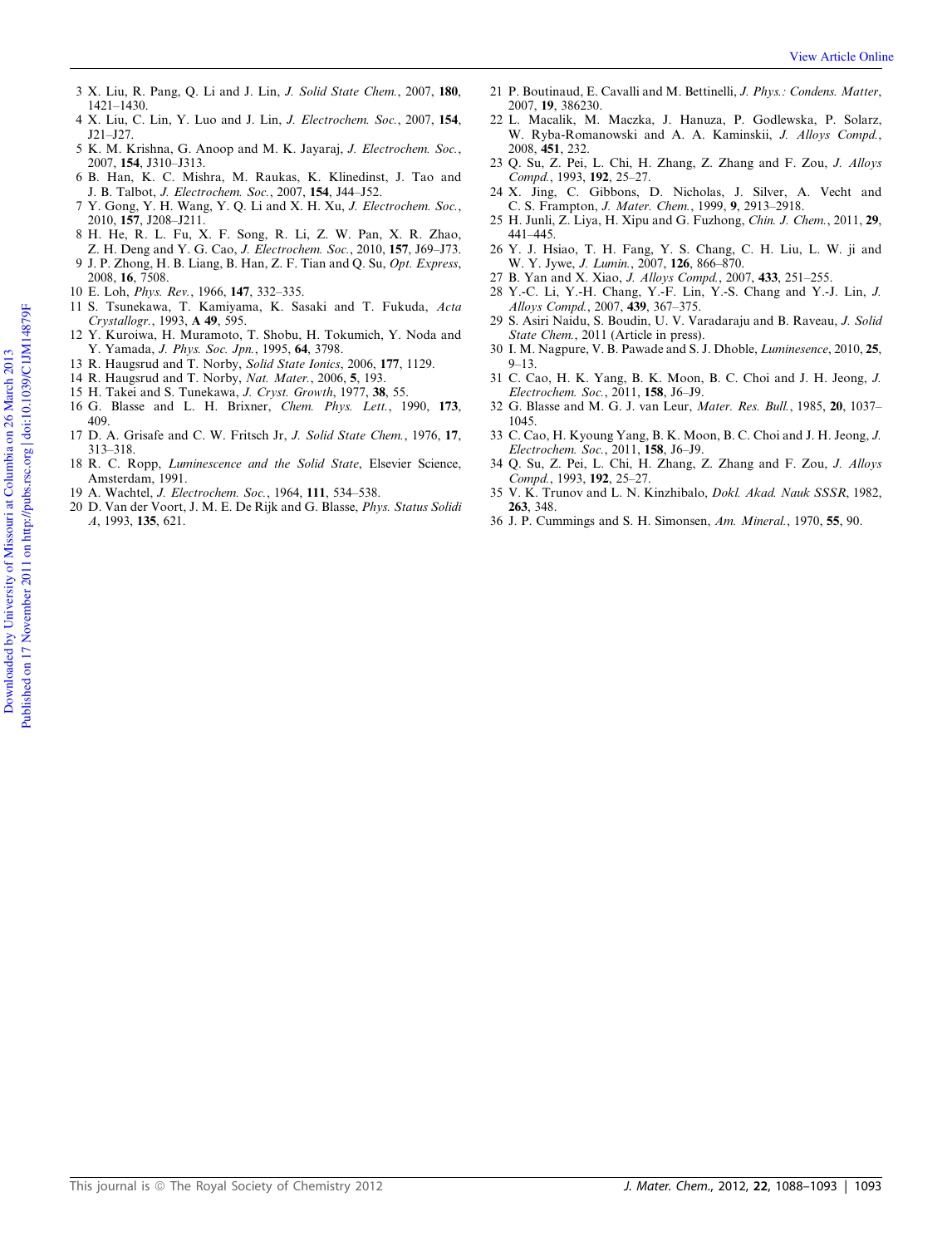3 X. Liu, R. Pang, Q. Li and J. Lin, *J. Solid State Chem.*, 2007, **180**, 1421–1430.

4 X. Liu, C. Lin, Y. Luo and J. Lin, *J. Electrochem. Soc.*, 2007, **154**, J21–J27.

5 K. M. Krishna, G. Anoop and M. K. Jayaraj, *J. Electrochem. Soc.*, 2007, **154**, J310–J313.

6 B. Han, K. C. Mishra, M. Raukas, K. Klinedinst, J. Tao and J. B. Talbot, *J. Electrochem. Soc.*, 2007, **154**, J44–J52.

7 Y. Gong, Y. H. Wang, Y. Q. Li and X. H. Xu, *J. Electrochem. Soc.*, 2010, **157**, J208–J211.

8 H. He, R. L. Fu, X. F. Song, R. Li, Z. W. Pan, X. R. Zhao, Z. H. Deng and Y. G. Cao, *J. Electrochem. Soc.*, 2010, **157**, J69–J73.

9 J. P. Zhong, H. B. Liang, B. Han, Z. F. Tian and Q. Su, *Opt. Express*, 2008, **16**, 7508.

10 E. Loh, *Phys. Rev.*, 1966, **147**, 332–335.

11 S. Tsunekawa, T. Kamiyama, K. Sasaki and T. Fukuda, *Acta Crystallogr.*, 1993, **A 49**, 595.

12 Y. Kuroiwa, H. Muramoto, T. Shobu, H. Tokumich, Y. Noda and Y. Yamada, *J. Phys. Soc. Jpn.*, 1995, **64**, 3798.

13 R. Haugsrud and T. Norby, *Solid State Ionics*, 2006, **177**, 1129.

14 R. Haugsrud and T. Norby, *Nat. Mater.*, 2006, **5**, 193.

15 H. Takei and S. Tunekawa, *J. Cryst. Growth*, 1977, **38**, 55.

16 G. Blasse and L. H. Brixner, *Chem. Phys. Lett.*, 1990, **173**, 409.

17 D. A. Grisafe and C. W. Fritsch Jr, *J. Solid State Chem.*, 1976, **17**, 313–318.

18 R. C. Ropp, *Luminescence and the Solid State*, Elsevier Science, Amsterdam, 1991.

19 A. Wachtel, *J. Electrochem. Soc.*, 1964, **111**, 534–538.

20 D. Van der Voort, J. M. E. De Rijk and G. Blasse, *Phys. Status Solidi A*, 1993, **135**, 621.

21 P. Boutinaud, E. Cavalli and M. Bettinelli, *J. Phys.: Condens. Matter*, 2007, **19**, 386230.

22 L. Macalik, M. Maczka, J. Hanuza, P. Godlewska, P. Solarz, W. Ryba-Romanowski and A. A. Kaminskii, *J. Alloys Compd.*, 2008, **451**, 232.

23 Q. Su, Z. Pei, L. Chi, H. Zhang, Z. Zhang and F. Zou, *J. Alloys Compd.*, 1993, **192**, 25–27.

24 X. Jing, C. Gibbons, D. Nicholas, J. Silver, A. Vecht and C. S. Frampton, *J. Mater. Chem.*, 1999, **9**, 2913–2918.

25 H. Junli, Z. Liya, H. Xipu and G. Fuzhong, *Chin. J. Chem.*, 2011, **29**, 441–445.

26 Y. J. Hsiao, T. H. Fang, Y. S. Chang, C. H. Liu, L. W. ji and W. Y. Jywe, *J. Lumin.*, 2007, **126**, 866–870.

27 B. Yan and X. Xiao, *J. Alloys Compd.*, 2007, **433**, 251–255.

28 Y.-C. Li, Y.-H. Chang, Y.-F. Lin, Y.-S. Chang and Y.-J. Lin, *J. Alloys Compd.*, 2007, **439**, 367–375.

29 S. Asiri Naidu, S. Boudin, U. V. Varadaraju and B. Raveau, *J. Solid State Chem.*, 2011 (Article in press).

30 I. M. Nagpure, V. B. Pawade and S. J. Dhoble, *Luminesence*, 2010, **25**, 9–13.

31 C. Cao, H. K. Yang, B. K. Moon, B. C. Choi and J. H. Jeong, *J. Electrochem. Soc.*, 2011, **158**, J6–J9.

32 G. Blasse and M. G. J. van Leur, *Mater. Res. Bull.*, 1985, **20**, 1037–1045.

33 C. Cao, H. Kyoung Yang, B. K. Moon, B. C. Choi and J. H. Jeong, *J. Electrochem. Soc.*, 2011, **158**, J6–J9.

34 Q. Su, Z. Pei, L. Chi, H. Zhang, Z. Zhang and F. Zou, *J. Alloys Compd.*, 1993, **192**, 25–27.

35 V. K. Trunov and L. N. Kinzhibalo, *Dokl. Akad. Nauk SSSR*, 1982, **263**, 348.

36 J. P. Cummings and S. H. Simonsen, *Am. Mineral.*, 1970, **55**, 90.